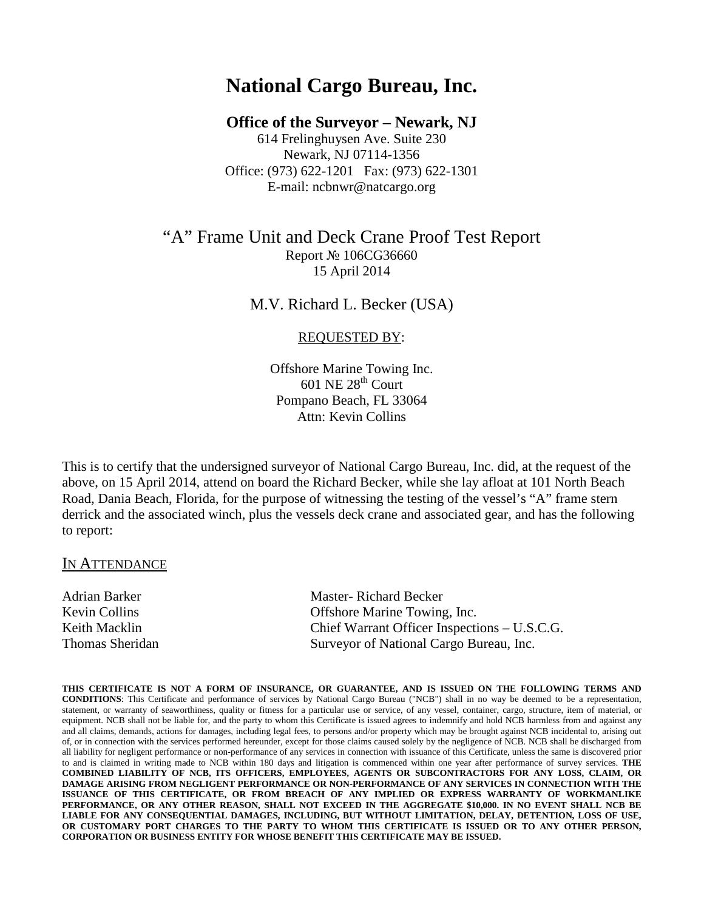# National Cargo Bureau, Inc.

**Office of the Surveyor – Newark, NJ**
614 Frelinghuysen Ave. Suite 230
Newark, NJ 07114-1356
Office: (973) 622-1201 Fax: (973) 622-1301
E-mail: ncbnwr@natcargo.org

## "A" Frame Unit and Deck Crane Proof Test Report

Report № 106CG36660
15 April 2014

M.V. Richard L. Becker (USA)

REQUESTED BY:

Offshore Marine Towing Inc.
601 NE 28th Court
Pompano Beach, FL 33064
Attn: Kevin Collins

This is to certify that the undersigned surveyor of National Cargo Bureau, Inc. did, at the request of the above, on 15 April 2014, attend on board the Richard Becker, while she lay afloat at 101 North Beach Road, Dania Beach, Florida, for the purpose of witnessing the testing of the vessel's "A" frame stern derrick and the associated winch, plus the vessels deck crane and associated gear, and has the following to report:

IN ATTENDANCE

| | |
|---|---|
| Adrian Barker | Master- Richard Becker |
| Kevin Collins | Offshore Marine Towing, Inc. |
| Keith Macklin | Chief Warrant Officer Inspections – U.S.C.G. |
| Thomas Sheridan | Surveyor of National Cargo Bureau, Inc. |

**THIS CERTIFICATE IS NOT A FORM OF INSURANCE, OR GUARANTEE, AND IS ISSUED ON THE FOLLOWING TERMS AND CONDITIONS**: This Certificate and performance of services by National Cargo Bureau ("NCB") shall in no way be deemed to be a representation, statement, or warranty of seaworthiness, quality or fitness for a particular use or service, of any vessel, container, cargo, structure, item of material, or equipment. NCB shall not be liable for, and the party to whom this Certificate is issued agrees to indemnify and hold NCB harmless from and against any and all claims, demands, actions for damages, including legal fees, to persons and/or property which may be brought against NCB incidental to, arising out of, or in connection with the services performed hereunder, except for those claims caused solely by the negligence of NCB. NCB shall be discharged from all liability for negligent performance or non-performance of any services in connection with issuance of this Certificate, unless the same is discovered prior to and is claimed in writing made to NCB within 180 days and litigation is commenced within one year after performance of survey services. **THE COMBINED LIABILITY OF NCB, ITS OFFICERS, EMPLOYEES, AGENTS OR SUBCONTRACTORS FOR ANY LOSS, CLAIM, OR DAMAGE ARISING FROM NEGLIGENT PERFORMANCE OR NON-PERFORMANCE OF ANY SERVICES IN CONNECTION WITH THE ISSUANCE OF THIS CERTIFICATE, OR FROM BREACH OF ANY IMPLIED OR EXPRESS WARRANTY OF WORKMANLIKE PERFORMANCE, OR ANY OTHER REASON, SHALL NOT EXCEED IN THE AGGREGATE $10,000. IN NO EVENT SHALL NCB BE LIABLE FOR ANY CONSEQUENTIAL DAMAGES, INCLUDING, BUT WITHOUT LIMITATION, DELAY, DETENTION, LOSS OF USE, OR CUSTOMARY PORT CHARGES TO THE PARTY TO WHOM THIS CERTIFICATE IS ISSUED OR TO ANY OTHER PERSON, CORPORATION OR BUSINESS ENTITY FOR WHOSE BENEFIT THIS CERTIFICATE MAY BE ISSUED.**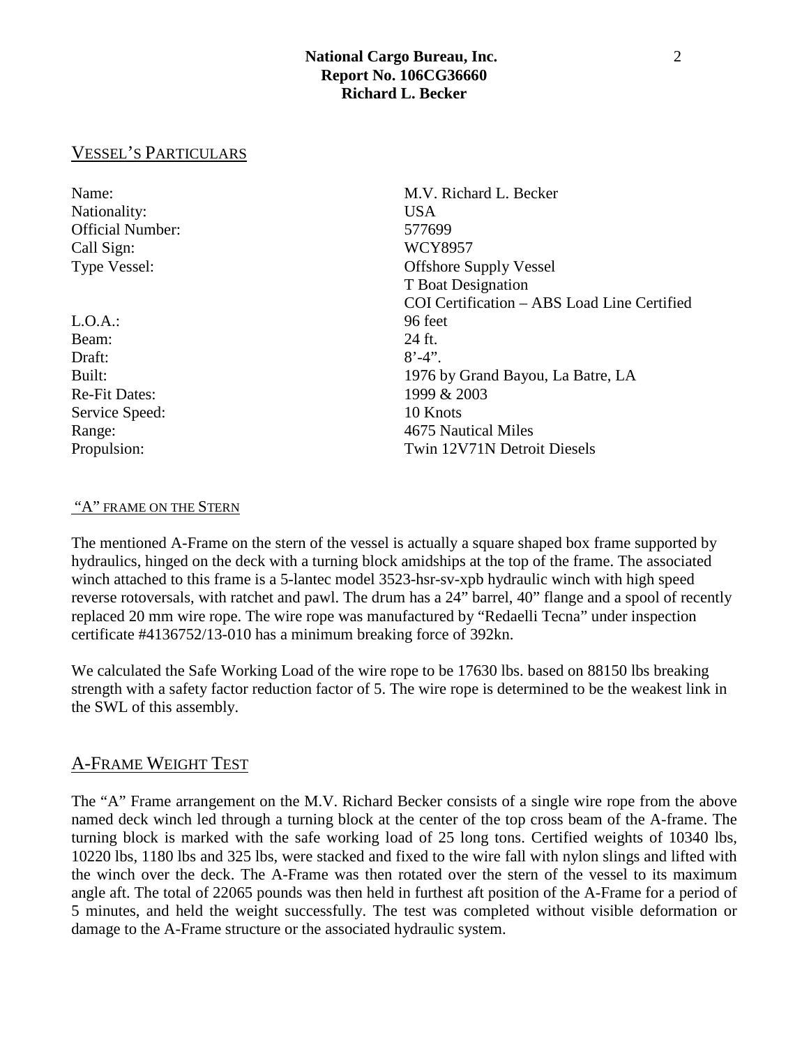## VESSEL'S PARTICULARS

| | |
|---|---|
| Name: | M.V. Richard L. Becker |
| Nationality: | USA |
| Official Number: | 577699 |
| Call Sign: | WCY8957 |
| Type Vessel: | Offshore Supply Vessel<br>T Boat Designation<br>COI Certification – ABS Load Line Certified |
| L.O.A.: | 96 feet |
| Beam: | 24 ft. |
| Draft: | 8'-4". |
| Built: | 1976 by Grand Bayou, La Batre, LA |
| Re-Fit Dates: | 1999 & 2003 |
| Service Speed: | 10 Knots |
| Range: | 4675 Nautical Miles |
| Propulsion: | Twin 12V71N Detroit Diesels |

### "A" FRAME ON THE STERN

The mentioned A-Frame on the stern of the vessel is actually a square shaped box frame supported by hydraulics, hinged on the deck with a turning block amidships at the top of the frame. The associated winch attached to this frame is a 5-lantec model 3523-hsr-sv-xpb hydraulic winch with high speed reverse rotoversals, with ratchet and pawl. The drum has a 24" barrel, 40" flange and a spool of recently replaced 20 mm wire rope. The wire rope was manufactured by "Redaelli Tecna" under inspection certificate #4136752/13-010 has a minimum breaking force of 392kn.

We calculated the Safe Working Load of the wire rope to be 17630 lbs. based on 88150 lbs breaking strength with a safety factor reduction factor of 5. The wire rope is determined to be the weakest link in the SWL of this assembly.

## A-FRAME WEIGHT TEST

The "A" Frame arrangement on the M.V. Richard Becker consists of a single wire rope from the above named deck winch led through a turning block at the center of the top cross beam of the A-frame. The turning block is marked with the safe working load of 25 long tons. Certified weights of 10340 lbs, 10220 lbs, 1180 lbs and 325 lbs, were stacked and fixed to the wire fall with nylon slings and lifted with the winch over the deck. The A-Frame was then rotated over the stern of the vessel to its maximum angle aft. The total of 22065 pounds was then held in furthest aft position of the A-Frame for a period of 5 minutes, and held the weight successfully. The test was completed without visible deformation or damage to the A-Frame structure or the associated hydraulic system.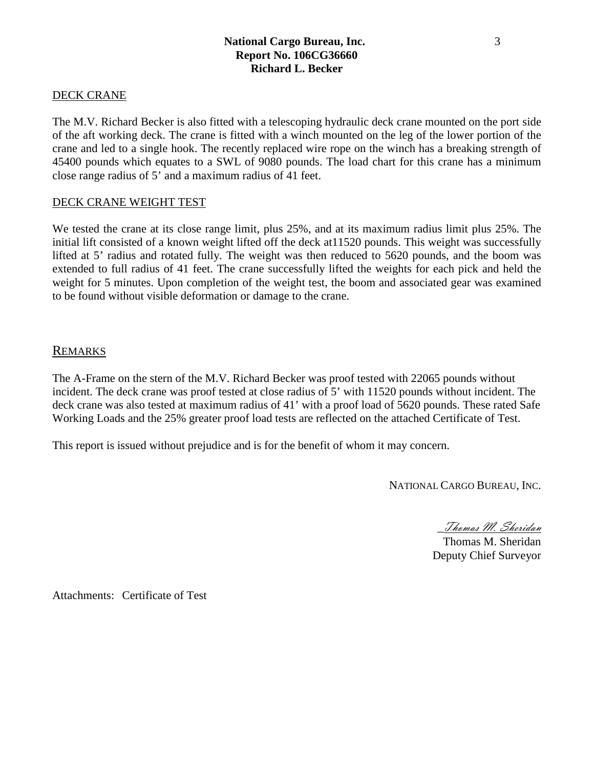## DECK CRANE

The M.V. Richard Becker is also fitted with a telescoping hydraulic deck crane mounted on the port side of the aft working deck. The crane is fitted with a winch mounted on the leg of the lower portion of the crane and led to a single hook. The recently replaced wire rope on the winch has a breaking strength of 45400 pounds which equates to a SWL of 9080 pounds. The load chart for this crane has a minimum close range radius of 5' and a maximum radius of 41 feet.

## DECK CRANE WEIGHT TEST

We tested the crane at its close range limit, plus 25%, and at its maximum radius limit plus 25%. The initial lift consisted of a known weight lifted off the deck at11520 pounds. This weight was successfully lifted at 5' radius and rotated fully. The weight was then reduced to 5620 pounds, and the boom was extended to full radius of 41 feet. The crane successfully lifted the weights for each pick and held the weight for 5 minutes. Upon completion of the weight test, the boom and associated gear was examined to be found without visible deformation or damage to the crane.

## REMARKS

The A-Frame on the stern of the M.V. Richard Becker was proof tested with 22065 pounds without incident. The deck crane was proof tested at close radius of 5' with 11520 pounds without incident. The deck crane was also tested at maximum radius of 41' with a proof load of 5620 pounds. These rated Safe Working Loads and the 25% greater proof load tests are reflected on the attached Certificate of Test.

This report is issued without prejudice and is for the benefit of whom it may concern.

NATIONAL CARGO BUREAU, INC.

_Thomas M. Sheridan

Thomas M. Sheridan
Deputy Chief Surveyor

Attachments: Certificate of Test